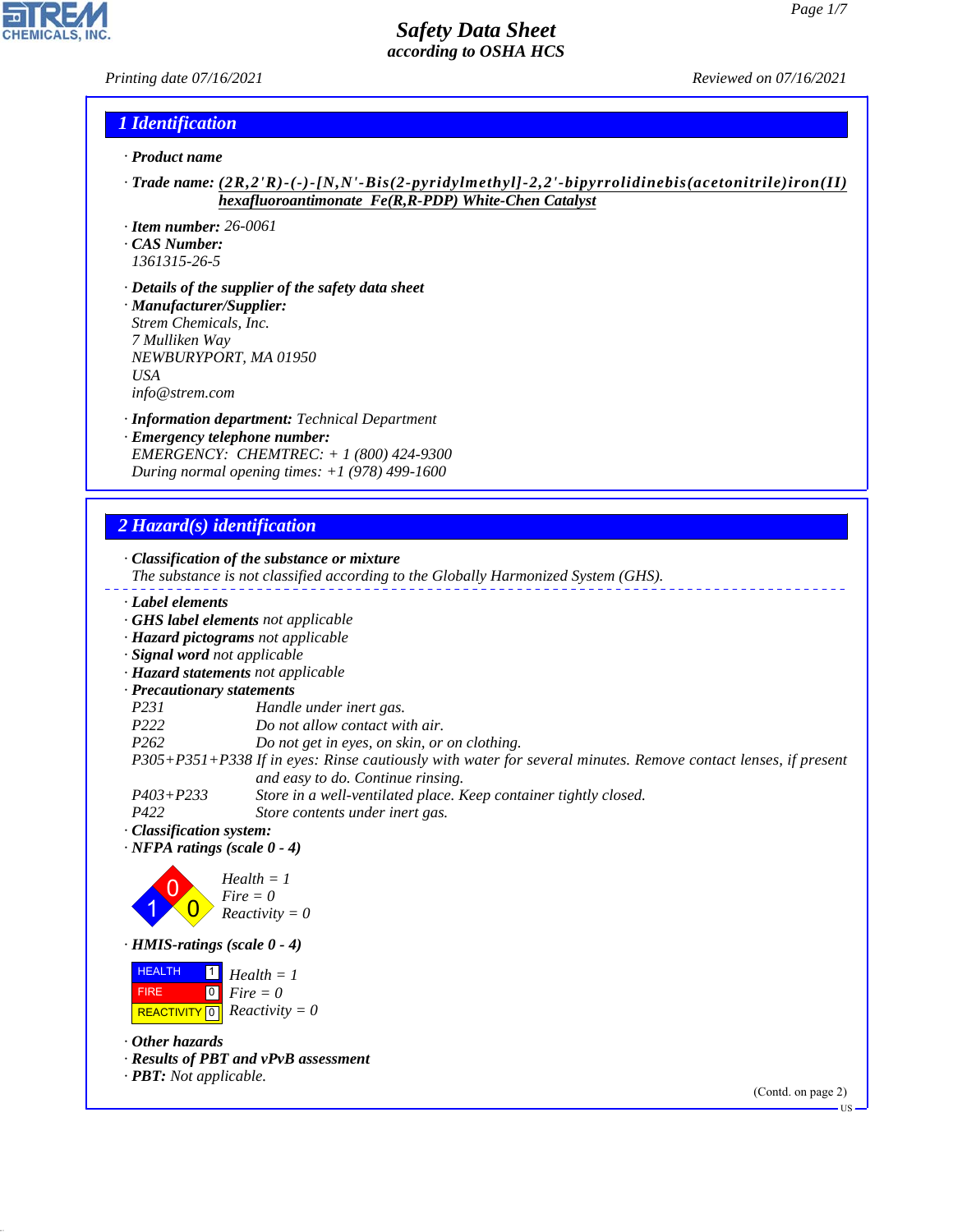# Safety Data Sheet
*according to OSHA HCS*

Printing date 07/16/2021 Reviewed on 07/16/2021

## 1 Identification

· **Product name**

· **Trade name:** **(2R,2'R)-(-)-[N,N'-Bis(2-pyridylmethyl]-2,2'-bipyrrolidinebis(acetonitrile)iron(II) hexafluoroantimonate Fe(R,R-PDP) White-Chen Catalyst**

· **Item number:** 26-0061
· **CAS Number:**
1361315-26-5

· **Details of the supplier of the safety data sheet**
· **Manufacturer/Supplier:**
Strem Chemicals, Inc.
7 Mulliken Way
NEWBURYPORT, MA 01950
USA
info@strem.com

· **Information department:** Technical Department
· **Emergency telephone number:**
EMERGENCY: CHEMTREC: + 1 (800) 424-9300
During normal opening times: +1 (978) 499-1600

## 2 Hazard(s) identification

· **Classification of the substance or mixture**
The substance is not classified according to the Globally Harmonized System (GHS).

· **Label elements**
· **GHS label elements** not applicable
· **Hazard pictograms** not applicable
· **Signal word** not applicable
· **Hazard statements** not applicable
· **Precautionary statements**

P231 Handle under inert gas.
P222 Do not allow contact with air.
P262 Do not get in eyes, on skin, or on clothing.
P305+P351+P338 If in eyes: Rinse cautiously with water for several minutes. Remove contact lenses, if present and easy to do. Continue rinsing.
P403+P233 Store in a well-ventilated place. Keep container tightly closed.
P422 Store contents under inert gas.

· **Classification system:**
· **NFPA ratings (scale 0 - 4)**

Health = 1
Fire = 0
Reactivity = 0

· **HMIS-ratings (scale 0 - 4)**

| | | |
|---|---|---|
| HEALTH | 1 | Health = 1 |
| FIRE | 0 | Fire = 0 |
| REACTIVITY | 0 | Reactivity = 0 |

· **Other hazards**
· **Results of PBT and vPvB assessment**
· **PBT:** Not applicable.

(Contd. on page 2)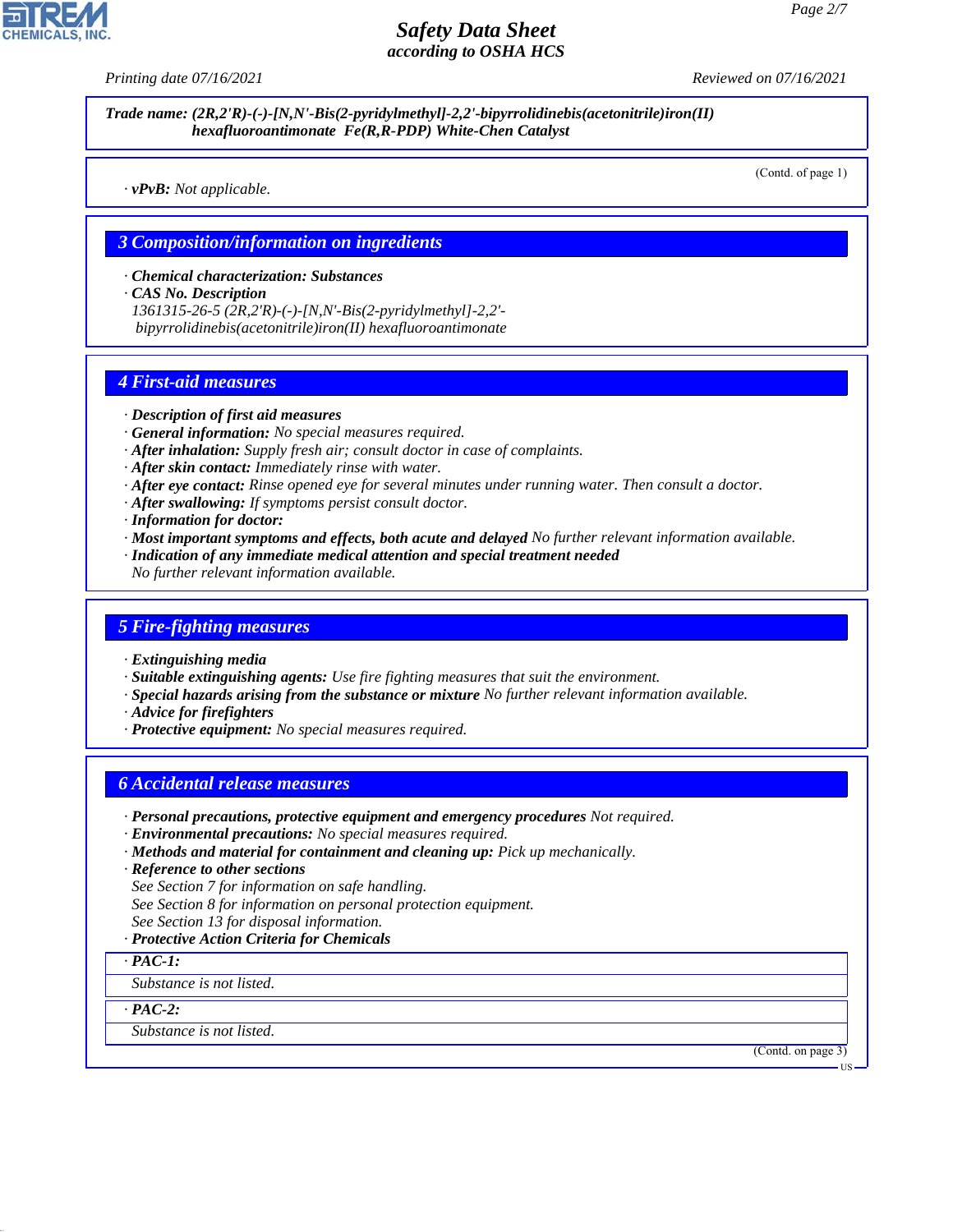**Trade name: (2R,2'R)-(-)-[N,N'-Bis(2-pyridylmethyl]-2,2'-bipyrrolidinebis(acetonitrile)iron(II) hexafluoroantimonate Fe(R,R-PDP) White-Chen Catalyst**

(Contd. of page 1)

· **vPvB:** Not applicable.

## 3 Composition/information on ingredients

· **Chemical characterization: Substances**
· **CAS No. Description**
1361315-26-5 (2R,2'R)-(-)-[N,N'-Bis(2-pyridylmethyl]-2,2'-bipyrrolidinebis(acetonitrile)iron(II) hexafluoroantimonate

## 4 First-aid measures

· **Description of first aid measures**
· **General information:** No special measures required.
· **After inhalation:** Supply fresh air; consult doctor in case of complaints.
· **After skin contact:** Immediately rinse with water.
· **After eye contact:** Rinse opened eye for several minutes under running water. Then consult a doctor.
· **After swallowing:** If symptoms persist consult doctor.
· **Information for doctor:**
· **Most important symptoms and effects, both acute and delayed** No further relevant information available.
· **Indication of any immediate medical attention and special treatment needed**
No further relevant information available.

## 5 Fire-fighting measures

· **Extinguishing media**
· **Suitable extinguishing agents:** Use fire fighting measures that suit the environment.
· **Special hazards arising from the substance or mixture** No further relevant information available.
· **Advice for firefighters**
· **Protective equipment:** No special measures required.

## 6 Accidental release measures

· **Personal precautions, protective equipment and emergency procedures** Not required.
· **Environmental precautions:** No special measures required.
· **Methods and material for containment and cleaning up:** Pick up mechanically.
· **Reference to other sections**
See Section 7 for information on safe handling.
See Section 8 for information on personal protection equipment.
See Section 13 for disposal information.
· **Protective Action Criteria for Chemicals**

· **PAC-1:**

Substance is not listed.

· **PAC-2:**

Substance is not listed.

(Contd. on page 3)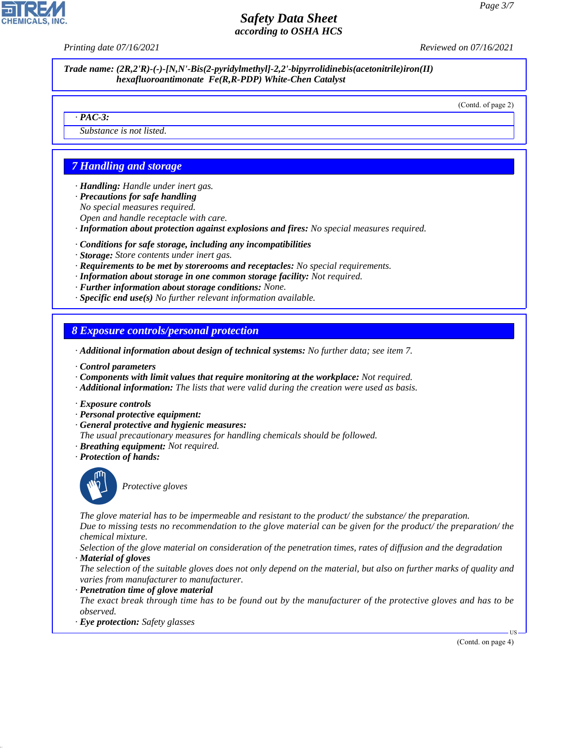**Trade name: (2R,2'R)-(-)-[N,N'-Bis(2-pyridylmethyl]-2,2'-bipyrrolidinebis(acetonitrile)iron(II) hexafluoroantimonate Fe(R,R-PDP) White-Chen Catalyst**

(Contd. of page 2)

| · PAC-3: |
|---|
| Substance is not listed. |

## 7 Handling and storage

· **Handling:** Handle under inert gas.
· **Precautions for safe handling**
No special measures required.
Open and handle receptacle with care.
· **Information about protection against explosions and fires:** No special measures required.

· **Conditions for safe storage, including any incompatibilities**
· **Storage:** Store contents under inert gas.
· **Requirements to be met by storerooms and receptacles:** No special requirements.
· **Information about storage in one common storage facility:** Not required.
· **Further information about storage conditions:** None.
· **Specific end use(s)** No further relevant information available.

## 8 Exposure controls/personal protection

· **Additional information about design of technical systems:** No further data; see item 7.

· **Control parameters**
· **Components with limit values that require monitoring at the workplace:** Not required.
· **Additional information:** The lists that were valid during the creation were used as basis.

· **Exposure controls**
· **Personal protective equipment:**
· **General protective and hygienic measures:**
The usual precautionary measures for handling chemicals should be followed.
· **Breathing equipment:** Not required.
· **Protection of hands:**

Protective gloves

The glove material has to be impermeable and resistant to the product/ the substance/ the preparation.
Due to missing tests no recommendation to the glove material can be given for the product/ the preparation/ the chemical mixture.
Selection of the glove material on consideration of the penetration times, rates of diffusion and the degradation
· **Material of gloves**
The selection of the suitable gloves does not only depend on the material, but also on further marks of quality and varies from manufacturer to manufacturer.
· **Penetration time of glove material**
The exact break through time has to be found out by the manufacturer of the protective gloves and has to be observed.
· **Eye protection:** Safety glasses

(Contd. on page 4)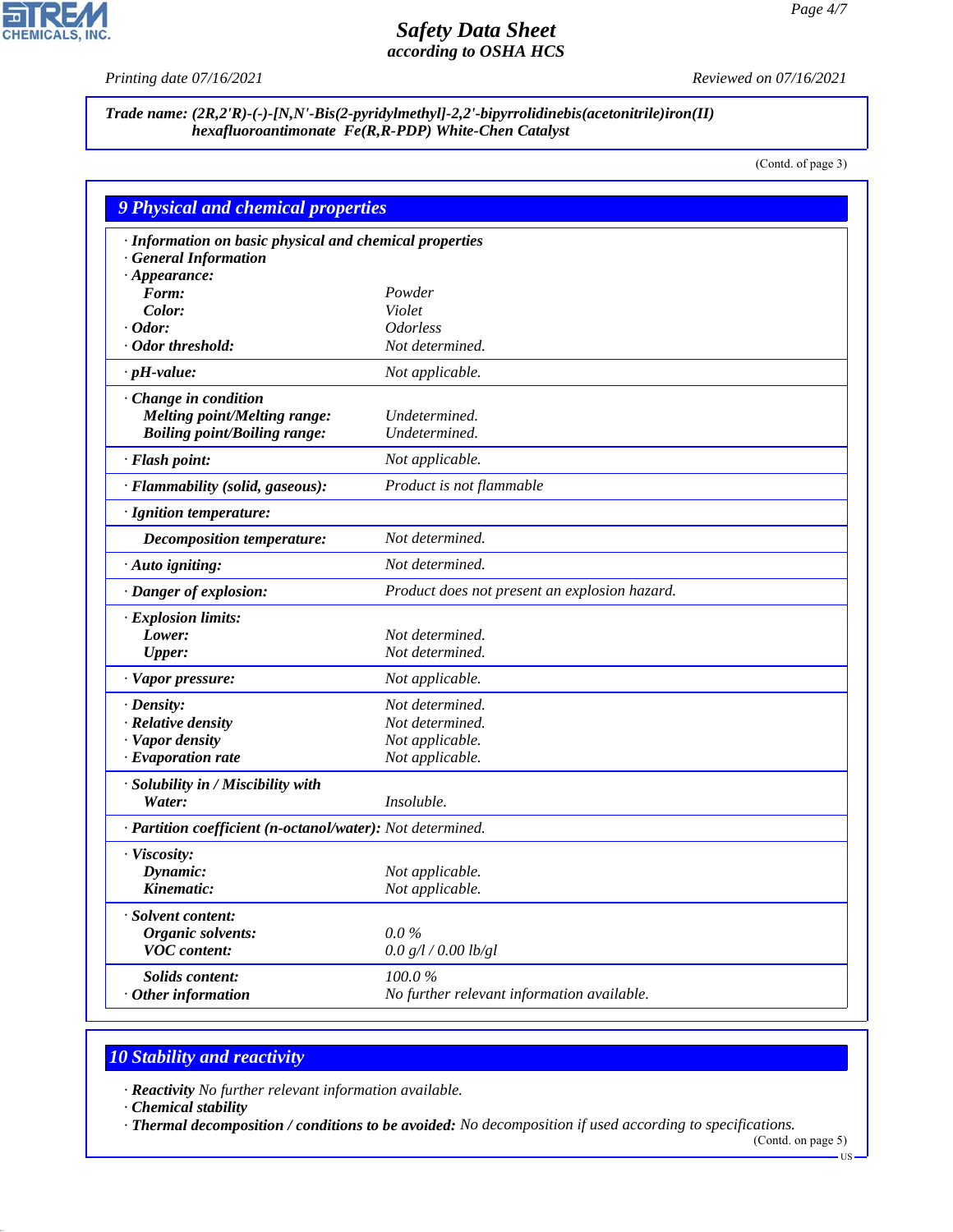**Trade name: (2R,2'R)-(-)-[N,N'-Bis(2-pyridylmethyl]-2,2'-bipyrrolidinebis(acetonitrile)iron(II) hexafluoroantimonate Fe(R,R-PDP) White-Chen Catalyst**

(Contd. of page 3)

## 9 Physical and chemical properties

| | |
|---|---|
| **· Information on basic physical and chemical properties** | |
| **· General Information** | |
| **· Appearance:** | |
| **Form:** | Powder |
| **Color:** | Violet |
| **· Odor:** | Odorless |
| **· Odor threshold:** | Not determined. |
| **· pH-value:** | Not applicable. |
| **· Change in condition** | |
| **Melting point/Melting range:** | Undetermined. |
| **Boiling point/Boiling range:** | Undetermined. |
| **· Flash point:** | Not applicable. |
| **· Flammability (solid, gaseous):** | Product is not flammable |
| **· Ignition temperature:** | |
| **Decomposition temperature:** | Not determined. |
| **· Auto igniting:** | Not determined. |
| **· Danger of explosion:** | Product does not present an explosion hazard. |
| **· Explosion limits:** | |
| **Lower:** | Not determined. |
| **Upper:** | Not determined. |
| **· Vapor pressure:** | Not applicable. |
| **· Density:** | Not determined. |
| **· Relative density** | Not determined. |
| **· Vapor density** | Not applicable. |
| **· Evaporation rate** | Not applicable. |
| **· Solubility in / Miscibility with** | |
| **Water:** | Insoluble. |
| **· Partition coefficient (n-octanol/water):** | Not determined. |
| **· Viscosity:** | |
| **Dynamic:** | Not applicable. |
| **Kinematic:** | Not applicable. |
| **· Solvent content:** | |
| **Organic solvents:** | 0.0 % |
| **VOC content:** | 0.0 g/l / 0.00 lb/gl |
| **Solids content:** | 100.0 % |
| **· Other information** | No further relevant information available. |

## 10 Stability and reactivity

· **Reactivity** No further relevant information available.
· **Chemical stability**
· **Thermal decomposition / conditions to be avoided:** No decomposition if used according to specifications.

(Contd. on page 5)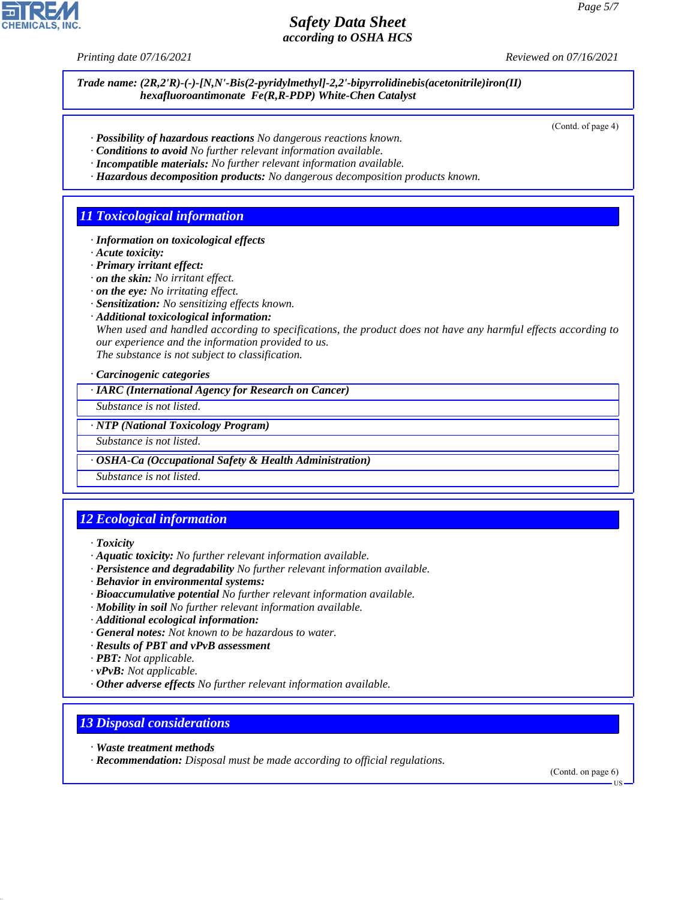**Trade name: (2R,2'R)-(-)-[N,N'-Bis(2-pyridylmethyl]-2,2'-bipyrrolidinebis(acetonitrile)iron(II) hexafluoroantimonate Fe(R,R-PDP) White-Chen Catalyst**

(Contd. of page 4)

· **Possibility of hazardous reactions** No dangerous reactions known.
· **Conditions to avoid** No further relevant information available.
· **Incompatible materials:** No further relevant information available.
· **Hazardous decomposition products:** No dangerous decomposition products known.

## 11 Toxicological information

· **Information on toxicological effects**
· **Acute toxicity:**
· **Primary irritant effect:**
· **on the skin:** No irritant effect.
· **on the eye:** No irritating effect.
· **Sensitization:** No sensitizing effects known.
· **Additional toxicological information:**
When used and handled according to specifications, the product does not have any harmful effects according to our experience and the information provided to us.
The substance is not subject to classification.

· **Carcinogenic categories**

· **IARC (International Agency for Research on Cancer)**
Substance is not listed.

· **NTP (National Toxicology Program)**
Substance is not listed.

· **OSHA-Ca (Occupational Safety & Health Administration)**
Substance is not listed.

## 12 Ecological information

· **Toxicity**
· **Aquatic toxicity:** No further relevant information available.
· **Persistence and degradability** No further relevant information available.
· **Behavior in environmental systems:**
· **Bioaccumulative potential** No further relevant information available.
· **Mobility in soil** No further relevant information available.
· **Additional ecological information:**
· **General notes:** Not known to be hazardous to water.
· **Results of PBT and vPvB assessment**
· **PBT:** Not applicable.
· **vPvB:** Not applicable.
· **Other adverse effects** No further relevant information available.

## 13 Disposal considerations

· **Waste treatment methods**
· **Recommendation:** Disposal must be made according to official regulations.

(Contd. on page 6)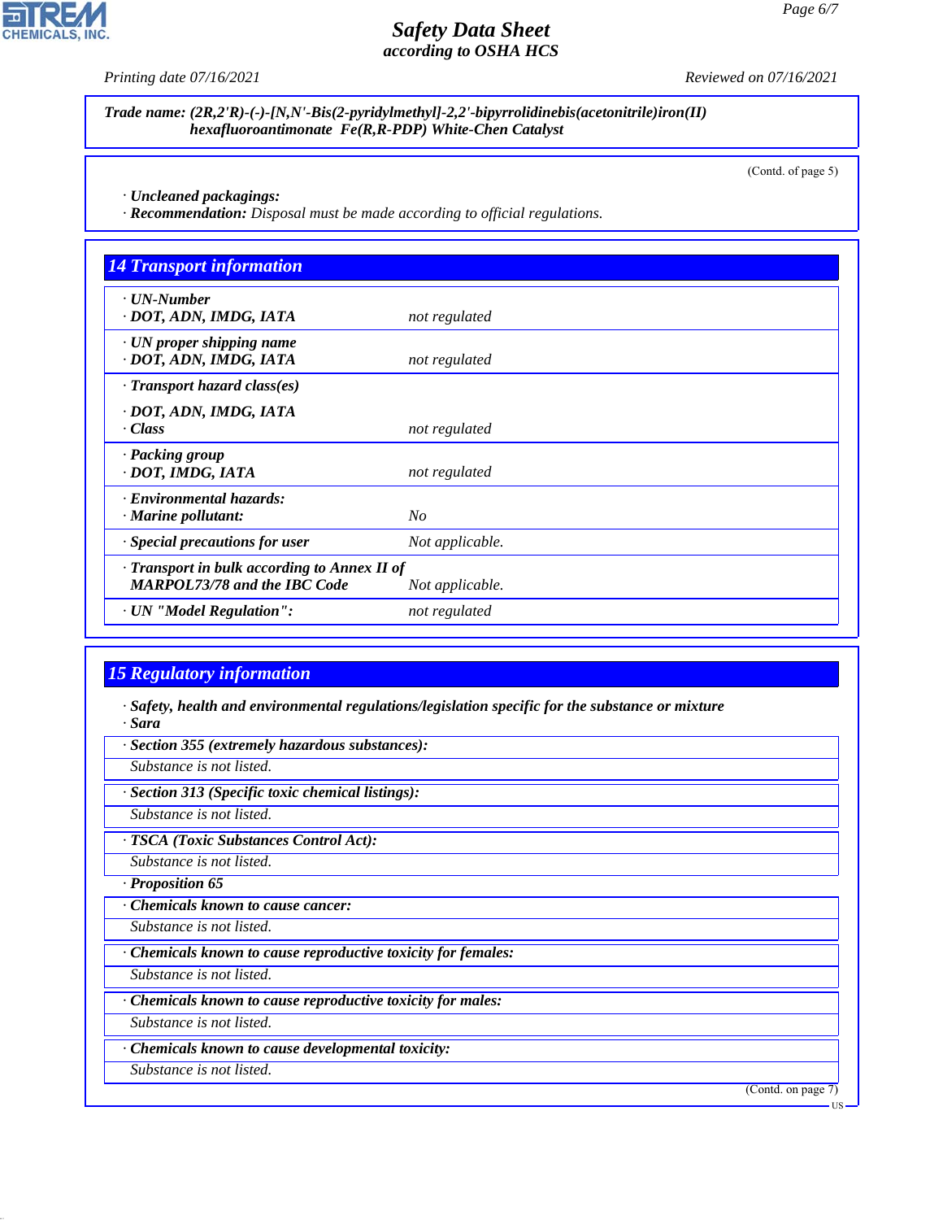**Trade name: (2R,2'R)-(-)-[N,N'-Bis(2-pyridylmethyl]-2,2'-bipyrrolidinebis(acetonitrile)iron(II) hexafluoroantimonate Fe(R,R-PDP) White-Chen Catalyst**

(Contd. of page 5)

· **Uncleaned packagings:**
· **Recommendation:** Disposal must be made according to official regulations.

## 14 Transport information

| | |
|---|---|
| · **UN-Number**<br>· **DOT, ADN, IMDG, IATA** | not regulated |
| · **UN proper shipping name**<br>· **DOT, ADN, IMDG, IATA** | not regulated |
| · **Transport hazard class(es)**<br>· **DOT, ADN, IMDG, IATA**<br>· **Class** | not regulated |
| · **Packing group**<br>· **DOT, IMDG, IATA** | not regulated |
| · **Environmental hazards:**<br>· **Marine pollutant:** | No |
| · **Special precautions for user** | Not applicable. |
| · **Transport in bulk according to Annex II of MARPOL73/78 and the IBC Code** | Not applicable. |
| · **UN "Model Regulation":** | not regulated |

## 15 Regulatory information

· **Safety, health and environmental regulations/legislation specific for the substance or mixture**
· **Sara**

· **Section 355 (extremely hazardous substances):**
Substance is not listed.

· **Section 313 (Specific toxic chemical listings):**
Substance is not listed.

· **TSCA (Toxic Substances Control Act):**
Substance is not listed.

· **Proposition 65**

· **Chemicals known to cause cancer:**
Substance is not listed.

· **Chemicals known to cause reproductive toxicity for females:**
Substance is not listed.

· **Chemicals known to cause reproductive toxicity for males:**
Substance is not listed.

· **Chemicals known to cause developmental toxicity:**
Substance is not listed.

(Contd. on page 7)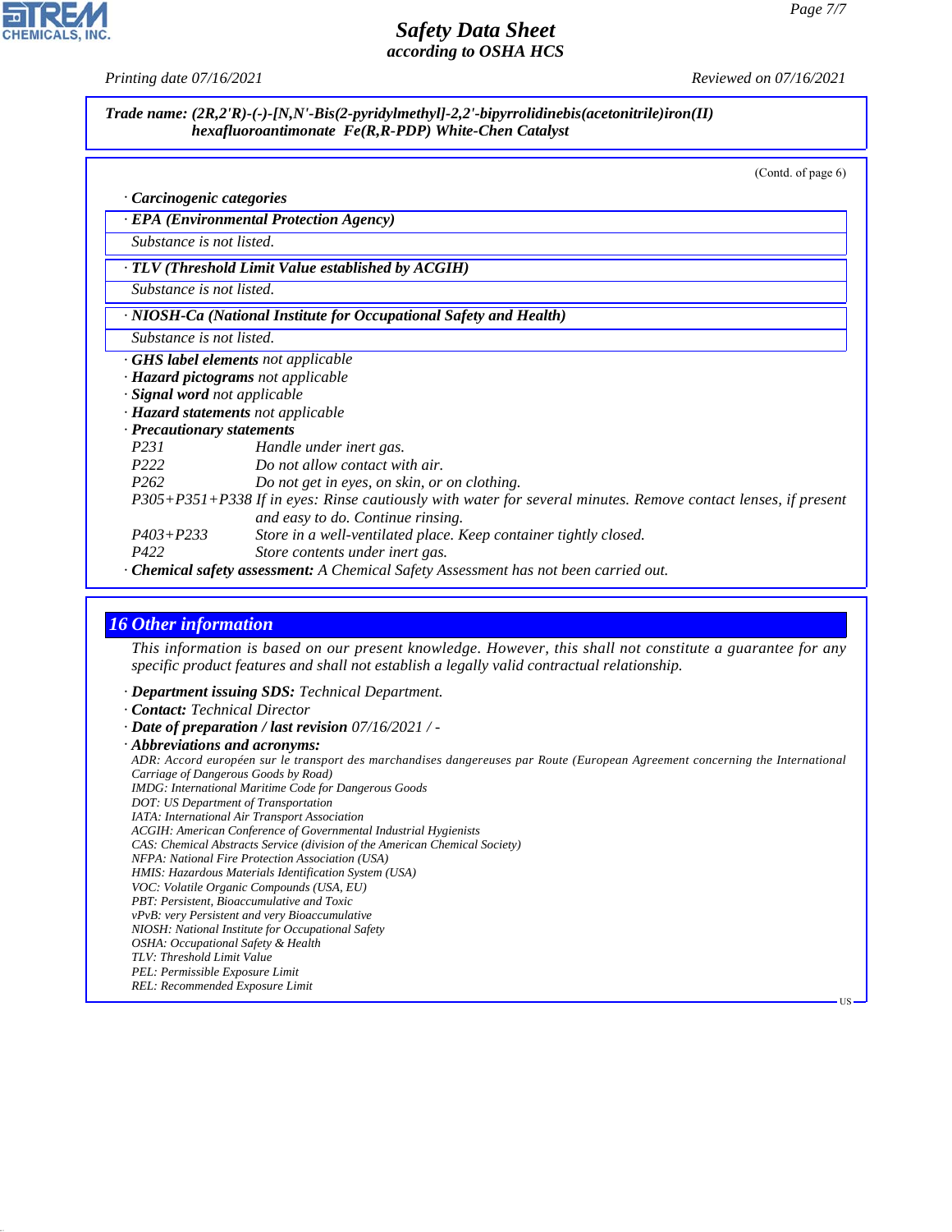**Trade name: (2R,2'R)-(-)-[N,N'-Bis(2-pyridylmethyl]-2,2'-bipyrrolidinebis(acetonitrile)iron(II) hexafluoroantimonate Fe(R,R-PDP) White-Chen Catalyst**

(Contd. of page 6)

· **Carcinogenic categories**

· **EPA (Environmental Protection Agency)**

Substance is not listed.

· **TLV (Threshold Limit Value established by ACGIH)**

Substance is not listed.

· **NIOSH-Ca (National Institute for Occupational Safety and Health)**

Substance is not listed.

· **GHS label elements** not applicable
· **Hazard pictograms** not applicable
· **Signal word** not applicable
· **Hazard statements** not applicable
· **Precautionary statements**

| | |
|---|---|
| P231 | Handle under inert gas. |
| P222 | Do not allow contact with air. |
| P262 | Do not get in eyes, on skin, or on clothing. |
| P305+P351+P338 | If in eyes: Rinse cautiously with water for several minutes. Remove contact lenses, if present and easy to do. Continue rinsing. |
| P403+P233 | Store in a well-ventilated place. Keep container tightly closed. |
| P422 | Store contents under inert gas. |

· **Chemical safety assessment:** A Chemical Safety Assessment has not been carried out.

## 16 Other information

This information is based on our present knowledge. However, this shall not constitute a guarantee for any specific product features and shall not establish a legally valid contractual relationship.

· **Department issuing SDS:** Technical Department.
· **Contact:** Technical Director
· **Date of preparation / last revision** 07/16/2021 / -
· **Abbreviations and acronyms:**

ADR: Accord européen sur le transport des marchandises dangereuses par Route (European Agreement concerning the International Carriage of Dangerous Goods by Road)
IMDG: International Maritime Code for Dangerous Goods
DOT: US Department of Transportation
IATA: International Air Transport Association
ACGIH: American Conference of Governmental Industrial Hygienists
CAS: Chemical Abstracts Service (division of the American Chemical Society)
NFPA: National Fire Protection Association (USA)
HMIS: Hazardous Materials Identification System (USA)
VOC: Volatile Organic Compounds (USA, EU)
PBT: Persistent, Bioaccumulative and Toxic
vPvB: very Persistent and very Bioaccumulative
NIOSH: National Institute for Occupational Safety
OSHA: Occupational Safety & Health
TLV: Threshold Limit Value
PEL: Permissible Exposure Limit
REL: Recommended Exposure Limit